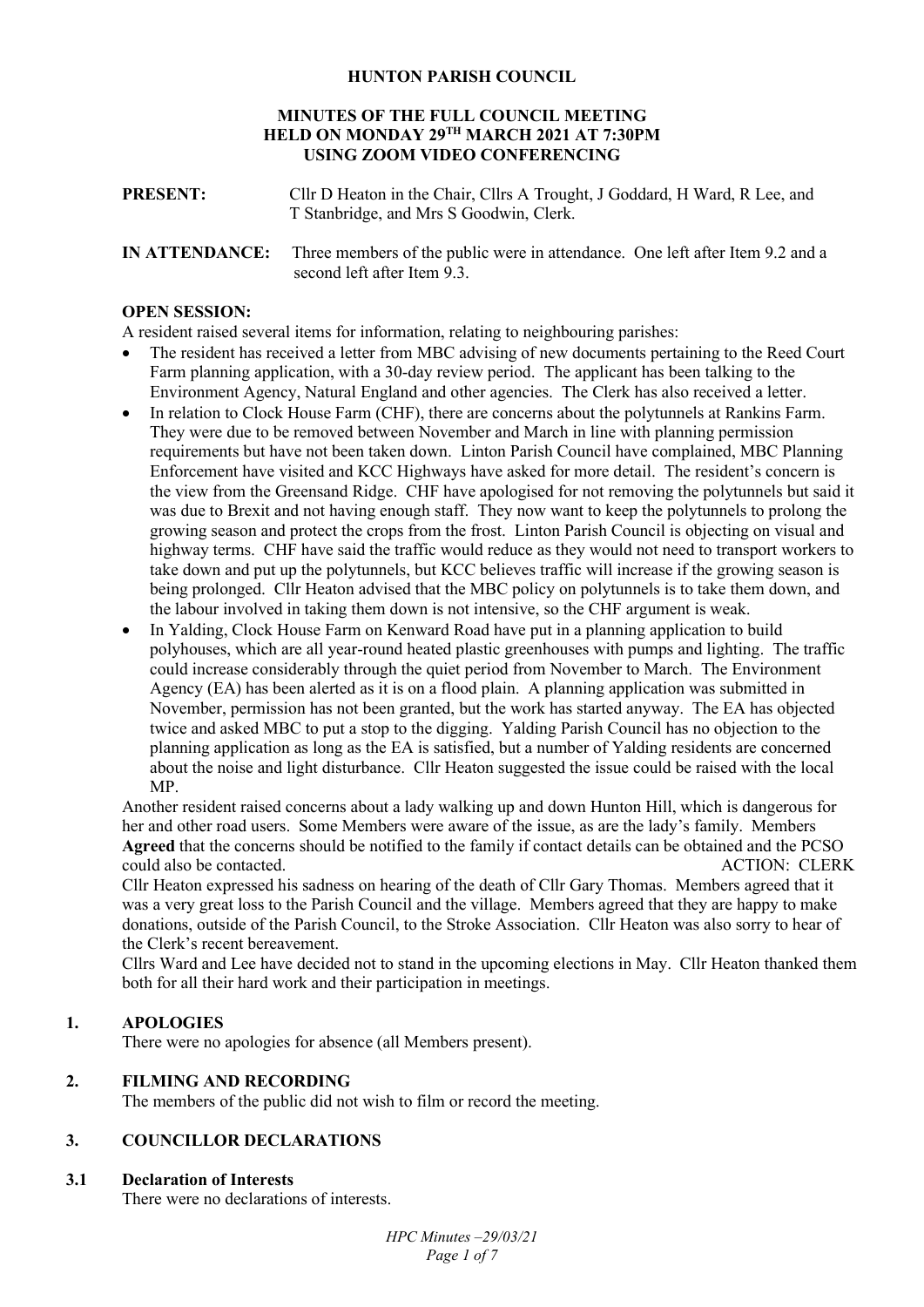# HUNTON PARISH COUNCIL

## MINUTES OF THE FULL COUNCIL MEETING HELD ON MONDAY 29TH MARCH 2021 AT 7:30PM USING ZOOM VIDEO CONFERENCING

**PRESENT:** Cllr D Heaton in the Chair, Cllrs A Trought, J Goddard, H Ward, R Lee, and T Stanbridge, and Mrs S Goodwin, Clerk.

**IN ATTENDANCE:** Three members of the public were in attendance. One left after Item 9.2 and a second left after Item 9.3.

**OPEN SESSION:**

A resident raised several items for information, relating to neighbouring parishes:

- The resident has received a letter from MBC advising of new documents pertaining to the Reed Court Farm planning application, with a 30-day review period. The applicant has been talking to the Environment Agency, Natural England and other agencies. The Clerk has also received a letter.
- In relation to Clock House Farm (CHF), there are concerns about the polytunnels at Rankins Farm. They were due to be removed between November and March in line with planning permission requirements but have not been taken down. Linton Parish Council have complained, MBC Planning Enforcement have visited and KCC Highways have asked for more detail. The resident's concern is the view from the Greensand Ridge. CHF have apologised for not removing the polytunnels but said it was due to Brexit and not having enough staff. They now want to keep the polytunnels to prolong the growing season and protect the crops from the frost. Linton Parish Council is objecting on visual and highway terms. CHF have said the traffic would reduce as they would not need to transport workers to take down and put up the polytunnels, but KCC believes traffic will increase if the growing season is being prolonged. Cllr Heaton advised that the MBC policy on polytunnels is to take them down, and the labour involved in taking them down is not intensive, so the CHF argument is weak.
- In Yalding, Clock House Farm on Kenward Road have put in a planning application to build polyhouses, which are all year-round heated plastic greenhouses with pumps and lighting. The traffic could increase considerably through the quiet period from November to March. The Environment Agency (EA) has been alerted as it is on a flood plain. A planning application was submitted in November, permission has not been granted, but the work has started anyway. The EA has objected twice and asked MBC to put a stop to the digging. Yalding Parish Council has no objection to the planning application as long as the EA is satisfied, but a number of Yalding residents are concerned about the noise and light disturbance. Cllr Heaton suggested the issue could be raised with the local MP.

Another resident raised concerns about a lady walking up and down Hunton Hill, which is dangerous for her and other road users. Some Members were aware of the issue, as are the lady's family. Members **Agreed** that the concerns should be notified to the family if contact details can be obtained and the PCSO could also be contacted. ACTION: CLERK

Cllr Heaton expressed his sadness on hearing of the death of Cllr Gary Thomas. Members agreed that it was a very great loss to the Parish Council and the village. Members agreed that they are happy to make donations, outside of the Parish Council, to the Stroke Association. Cllr Heaton was also sorry to hear of the Clerk's recent bereavement.

Cllrs Ward and Lee have decided not to stand in the upcoming elections in May. Cllr Heaton thanked them both for all their hard work and their participation in meetings.

### 1. APOLOGIES

There were no apologies for absence (all Members present).

### 2. FILMING AND RECORDING

The members of the public did not wish to film or record the meeting.

### 3. COUNCILLOR DECLARATIONS

#### 3.1 Declaration of Interests

There were no declarations of interests.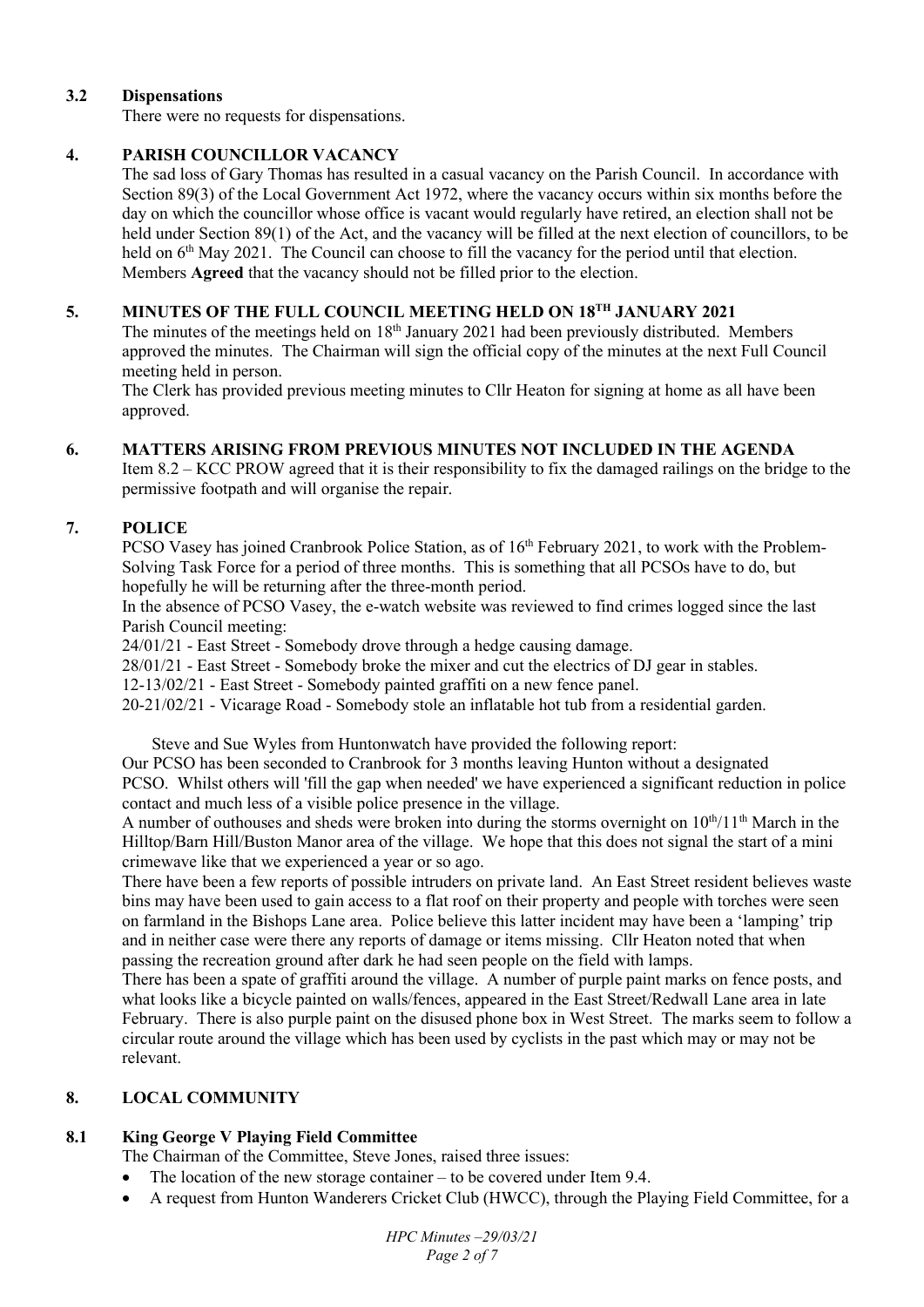### 3.2 Dispensations

There were no requests for dispensations.

## 4. PARISH COUNCILLOR VACANCY

The sad loss of Gary Thomas has resulted in a casual vacancy on the Parish Council. In accordance with Section 89(3) of the Local Government Act 1972, where the vacancy occurs within six months before the day on which the councillor whose office is vacant would regularly have retired, an election shall not be held under Section 89(1) of the Act, and the vacancy will be filled at the next election of councillors, to be held on 6th May 2021. The Council can choose to fill the vacancy for the period until that election. Members **Agreed** that the vacancy should not be filled prior to the election.

## 5. MINUTES OF THE FULL COUNCIL MEETING HELD ON 18TH JANUARY 2021

The minutes of the meetings held on 18th January 2021 had been previously distributed. Members approved the minutes. The Chairman will sign the official copy of the minutes at the next Full Council meeting held in person.

The Clerk has provided previous meeting minutes to Cllr Heaton for signing at home as all have been approved.

## 6. MATTERS ARISING FROM PREVIOUS MINUTES NOT INCLUDED IN THE AGENDA

Item 8.2 – KCC PROW agreed that it is their responsibility to fix the damaged railings on the bridge to the permissive footpath and will organise the repair.

## 7. POLICE

PCSO Vasey has joined Cranbrook Police Station, as of 16th February 2021, to work with the Problem-Solving Task Force for a period of three months. This is something that all PCSOs have to do, but hopefully he will be returning after the three-month period.

In the absence of PCSO Vasey, the e-watch website was reviewed to find crimes logged since the last Parish Council meeting:

24/01/21 - East Street - Somebody drove through a hedge causing damage.
28/01/21 - East Street - Somebody broke the mixer and cut the electrics of DJ gear in stables.
12-13/02/21 - East Street - Somebody painted graffiti on a new fence panel.
20-21/02/21 - Vicarage Road - Somebody stole an inflatable hot tub from a residential garden.

Steve and Sue Wyles from Huntonwatch have provided the following report:

Our PCSO has been seconded to Cranbrook for 3 months leaving Hunton without a designated PCSO. Whilst others will 'fill the gap when needed' we have experienced a significant reduction in police contact and much less of a visible police presence in the village.

A number of outhouses and sheds were broken into during the storms overnight on 10th/11th March in the Hilltop/Barn Hill/Buston Manor area of the village. We hope that this does not signal the start of a mini crimewave like that we experienced a year or so ago.

There have been a few reports of possible intruders on private land. An East Street resident believes waste bins may have been used to gain access to a flat roof on their property and people with torches were seen on farmland in the Bishops Lane area. Police believe this latter incident may have been a 'lamping' trip and in neither case were there any reports of damage or items missing. Cllr Heaton noted that when passing the recreation ground after dark he had seen people on the field with lamps.

There has been a spate of graffiti around the village. A number of purple paint marks on fence posts, and what looks like a bicycle painted on walls/fences, appeared in the East Street/Redwall Lane area in late February. There is also purple paint on the disused phone box in West Street. The marks seem to follow a circular route around the village which has been used by cyclists in the past which may or may not be relevant.

## 8. LOCAL COMMUNITY

### 8.1 King George V Playing Field Committee

The Chairman of the Committee, Steve Jones, raised three issues:

- The location of the new storage container – to be covered under Item 9.4.
- A request from Hunton Wanderers Cricket Club (HWCC), through the Playing Field Committee, for a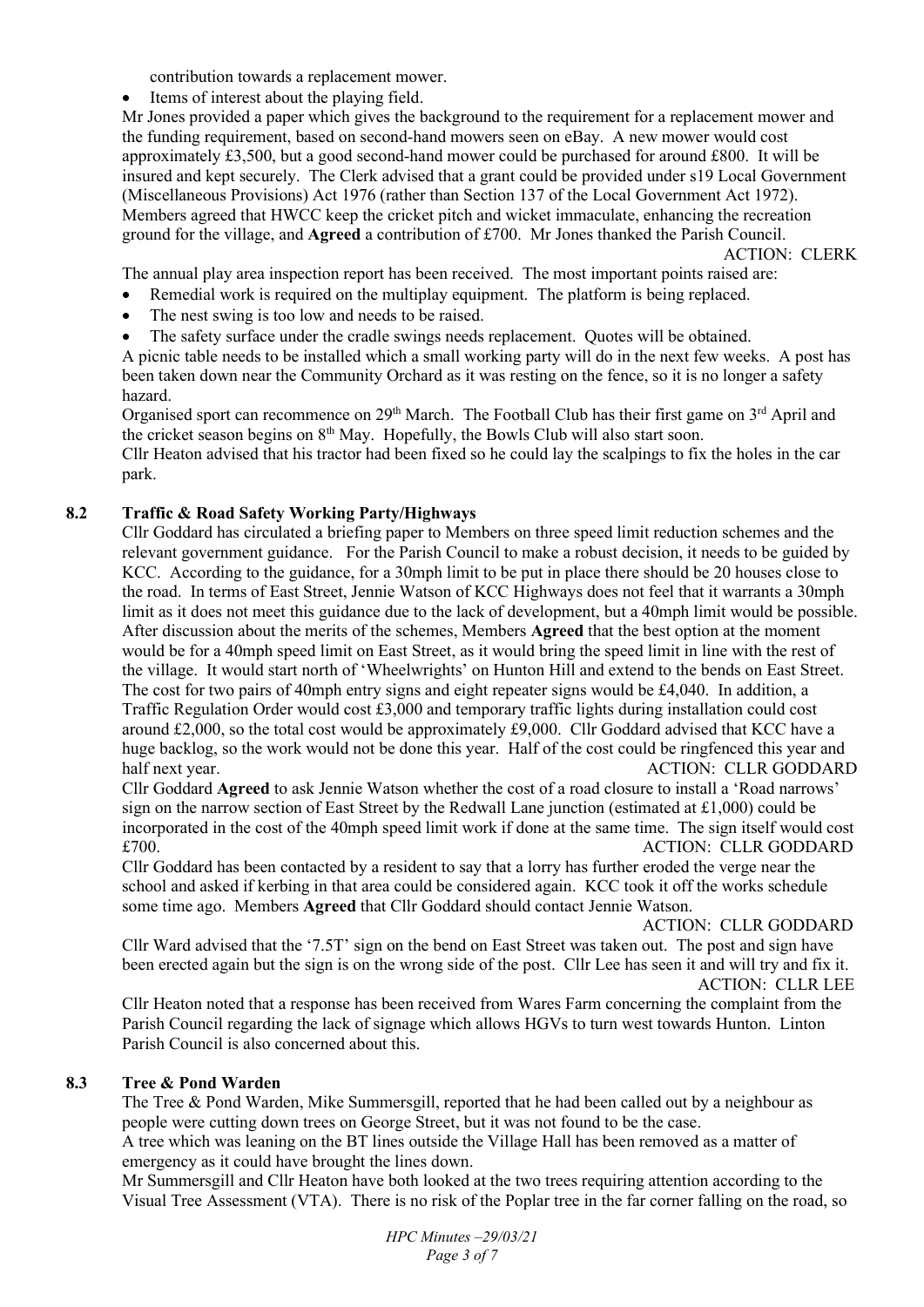contribution towards a replacement mower.

- Items of interest about the playing field.

Mr Jones provided a paper which gives the background to the requirement for a replacement mower and the funding requirement, based on second-hand mowers seen on eBay. A new mower would cost approximately £3,500, but a good second-hand mower could be purchased for around £800. It will be insured and kept securely. The Clerk advised that a grant could be provided under s19 Local Government (Miscellaneous Provisions) Act 1976 (rather than Section 137 of the Local Government Act 1972). Members agreed that HWCC keep the cricket pitch and wicket immaculate, enhancing the recreation ground for the village, and **Agreed** a contribution of £700. Mr Jones thanked the Parish Council.

ACTION: CLERK

The annual play area inspection report has been received. The most important points raised are:

- Remedial work is required on the multiplay equipment. The platform is being replaced.
- The nest swing is too low and needs to be raised.
- The safety surface under the cradle swings needs replacement. Quotes will be obtained.

A picnic table needs to be installed which a small working party will do in the next few weeks. A post has been taken down near the Community Orchard as it was resting on the fence, so it is no longer a safety hazard.

Organised sport can recommence on 29th March. The Football Club has their first game on 3rd April and the cricket season begins on 8th May. Hopefully, the Bowls Club will also start soon.

Cllr Heaton advised that his tractor had been fixed so he could lay the scalpings to fix the holes in the car park.

## 8.2 Traffic & Road Safety Working Party/Highways

Cllr Goddard has circulated a briefing paper to Members on three speed limit reduction schemes and the relevant government guidance. For the Parish Council to make a robust decision, it needs to be guided by KCC. According to the guidance, for a 30mph limit to be put in place there should be 20 houses close to the road. In terms of East Street, Jennie Watson of KCC Highways does not feel that it warrants a 30mph limit as it does not meet this guidance due to the lack of development, but a 40mph limit would be possible. After discussion about the merits of the schemes, Members **Agreed** that the best option at the moment would be for a 40mph speed limit on East Street, as it would bring the speed limit in line with the rest of the village. It would start north of 'Wheelwrights' on Hunton Hill and extend to the bends on East Street. The cost for two pairs of 40mph entry signs and eight repeater signs would be £4,040. In addition, a Traffic Regulation Order would cost £3,000 and temporary traffic lights during installation could cost around £2,000, so the total cost would be approximately £9,000. Cllr Goddard advised that KCC have a huge backlog, so the work would not be done this year. Half of the cost could be ringfenced this year and half next year.

ACTION: CLLR GODDARD

Cllr Goddard **Agreed** to ask Jennie Watson whether the cost of a road closure to install a 'Road narrows' sign on the narrow section of East Street by the Redwall Lane junction (estimated at £1,000) could be incorporated in the cost of the 40mph speed limit work if done at the same time. The sign itself would cost £700.

ACTION: CLLR GODDARD

Cllr Goddard has been contacted by a resident to say that a lorry has further eroded the verge near the school and asked if kerbing in that area could be considered again. KCC took it off the works schedule some time ago. Members **Agreed** that Cllr Goddard should contact Jennie Watson.

ACTION: CLLR GODDARD

Cllr Ward advised that the '7.5T' sign on the bend on East Street was taken out. The post and sign have been erected again but the sign is on the wrong side of the post. Cllr Lee has seen it and will try and fix it.

ACTION: CLLR LEE

Cllr Heaton noted that a response has been received from Wares Farm concerning the complaint from the Parish Council regarding the lack of signage which allows HGVs to turn west towards Hunton. Linton Parish Council is also concerned about this.

## 8.3 Tree & Pond Warden

The Tree & Pond Warden, Mike Summersgill, reported that he had been called out by a neighbour as people were cutting down trees on George Street, but it was not found to be the case.

A tree which was leaning on the BT lines outside the Village Hall has been removed as a matter of emergency as it could have brought the lines down.

Mr Summersgill and Cllr Heaton have both looked at the two trees requiring attention according to the Visual Tree Assessment (VTA). There is no risk of the Poplar tree in the far corner falling on the road, so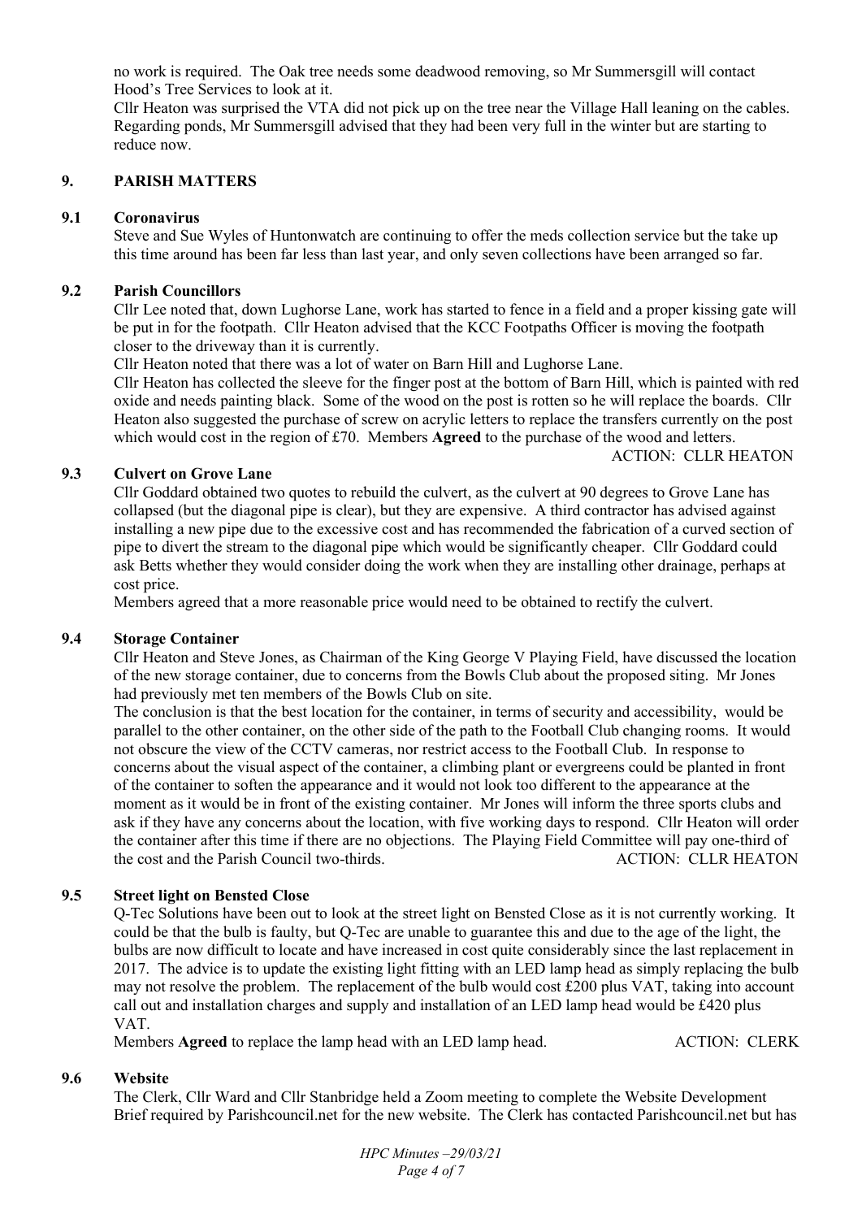no work is required. The Oak tree needs some deadwood removing, so Mr Summersgill will contact Hood's Tree Services to look at it.

Cllr Heaton was surprised the VTA did not pick up on the tree near the Village Hall leaning on the cables. Regarding ponds, Mr Summersgill advised that they had been very full in the winter but are starting to reduce now.

## 9. PARISH MATTERS

### 9.1 Coronavirus

Steve and Sue Wyles of Huntonwatch are continuing to offer the meds collection service but the take up this time around has been far less than last year, and only seven collections have been arranged so far.

### 9.2 Parish Councillors

Cllr Lee noted that, down Lughorse Lane, work has started to fence in a field and a proper kissing gate will be put in for the footpath. Cllr Heaton advised that the KCC Footpaths Officer is moving the footpath closer to the driveway than it is currently.

Cllr Heaton noted that there was a lot of water on Barn Hill and Lughorse Lane.

Cllr Heaton has collected the sleeve for the finger post at the bottom of Barn Hill, which is painted with red oxide and needs painting black. Some of the wood on the post is rotten so he will replace the boards. Cllr Heaton also suggested the purchase of screw on acrylic letters to replace the transfers currently on the post which would cost in the region of £70. Members **Agreed** to the purchase of the wood and letters.

ACTION: CLLR HEATON

### 9.3 Culvert on Grove Lane

Cllr Goddard obtained two quotes to rebuild the culvert, as the culvert at 90 degrees to Grove Lane has collapsed (but the diagonal pipe is clear), but they are expensive. A third contractor has advised against installing a new pipe due to the excessive cost and has recommended the fabrication of a curved section of pipe to divert the stream to the diagonal pipe which would be significantly cheaper. Cllr Goddard could ask Betts whether they would consider doing the work when they are installing other drainage, perhaps at cost price.

Members agreed that a more reasonable price would need to be obtained to rectify the culvert.

### 9.4 Storage Container

Cllr Heaton and Steve Jones, as Chairman of the King George V Playing Field, have discussed the location of the new storage container, due to concerns from the Bowls Club about the proposed siting. Mr Jones had previously met ten members of the Bowls Club on site.

The conclusion is that the best location for the container, in terms of security and accessibility, would be parallel to the other container, on the other side of the path to the Football Club changing rooms. It would not obscure the view of the CCTV cameras, nor restrict access to the Football Club. In response to concerns about the visual aspect of the container, a climbing plant or evergreens could be planted in front of the container to soften the appearance and it would not look too different to the appearance at the moment as it would be in front of the existing container. Mr Jones will inform the three sports clubs and ask if they have any concerns about the location, with five working days to respond. Cllr Heaton will order the container after this time if there are no objections. The Playing Field Committee will pay one-third of the cost and the Parish Council two-thirds.

ACTION: CLLR HEATON

### 9.5 Street light on Bensted Close

Q-Tec Solutions have been out to look at the street light on Bensted Close as it is not currently working. It could be that the bulb is faulty, but Q-Tec are unable to guarantee this and due to the age of the light, the bulbs are now difficult to locate and have increased in cost quite considerably since the last replacement in 2017. The advice is to update the existing light fitting with an LED lamp head as simply replacing the bulb may not resolve the problem. The replacement of the bulb would cost £200 plus VAT, taking into account call out and installation charges and supply and installation of an LED lamp head would be £420 plus VAT.

Members **Agreed** to replace the lamp head with an LED lamp head.

ACTION: CLERK

### 9.6 Website

The Clerk, Cllr Ward and Cllr Stanbridge held a Zoom meeting to complete the Website Development Brief required by Parishcouncil.net for the new website. The Clerk has contacted Parishcouncil.net but has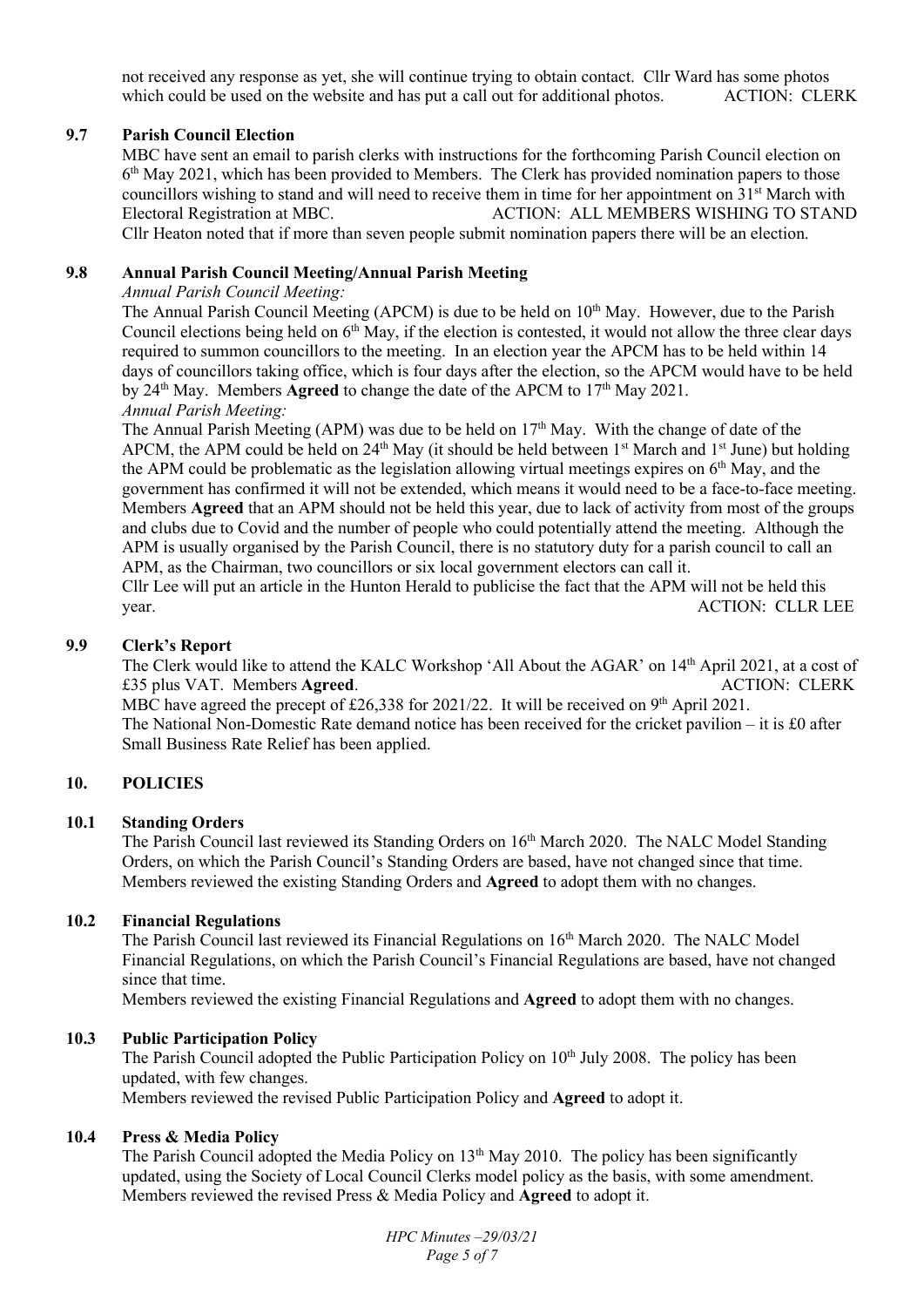not received any response as yet, she will continue trying to obtain contact. Cllr Ward has some photos which could be used on the website and has put a call out for additional photos. ACTION: CLERK

### 9.7 Parish Council Election

MBC have sent an email to parish clerks with instructions for the forthcoming Parish Council election on 6th May 2021, which has been provided to Members. The Clerk has provided nomination papers to those councillors wishing to stand and will need to receive them in time for her appointment on 31st March with Electoral Registration at MBC. ACTION: ALL MEMBERS WISHING TO STAND

Cllr Heaton noted that if more than seven people submit nomination papers there will be an election.

### 9.8 Annual Parish Council Meeting/Annual Parish Meeting

*Annual Parish Council Meeting:*

The Annual Parish Council Meeting (APCM) is due to be held on 10th May. However, due to the Parish Council elections being held on 6th May, if the election is contested, it would not allow the three clear days required to summon councillors to the meeting. In an election year the APCM has to be held within 14 days of councillors taking office, which is four days after the election, so the APCM would have to be held by 24th May. Members **Agreed** to change the date of the APCM to 17th May 2021.

*Annual Parish Meeting:*

The Annual Parish Meeting (APM) was due to be held on 17th May. With the change of date of the APCM, the APM could be held on 24th May (it should be held between 1st March and 1st June) but holding the APM could be problematic as the legislation allowing virtual meetings expires on 6th May, and the government has confirmed it will not be extended, which means it would need to be a face-to-face meeting. Members **Agreed** that an APM should not be held this year, due to lack of activity from most of the groups and clubs due to Covid and the number of people who could potentially attend the meeting. Although the APM is usually organised by the Parish Council, there is no statutory duty for a parish council to call an APM, as the Chairman, two councillors or six local government electors can call it.

Cllr Lee will put an article in the Hunton Herald to publicise the fact that the APM will not be held this year. ACTION: CLLR LEE

### 9.9 Clerk's Report

The Clerk would like to attend the KALC Workshop 'All About the AGAR' on 14th April 2021, at a cost of £35 plus VAT. Members **Agreed**. ACTION: CLERK

MBC have agreed the precept of £26,338 for 2021/22. It will be received on 9th April 2021.

The National Non-Domestic Rate demand notice has been received for the cricket pavilion – it is £0 after Small Business Rate Relief has been applied.

## 10. POLICIES

### 10.1 Standing Orders

The Parish Council last reviewed its Standing Orders on 16th March 2020. The NALC Model Standing Orders, on which the Parish Council's Standing Orders are based, have not changed since that time. Members reviewed the existing Standing Orders and **Agreed** to adopt them with no changes.

### 10.2 Financial Regulations

The Parish Council last reviewed its Financial Regulations on 16th March 2020. The NALC Model Financial Regulations, on which the Parish Council's Financial Regulations are based, have not changed since that time.

Members reviewed the existing Financial Regulations and **Agreed** to adopt them with no changes.

### 10.3 Public Participation Policy

The Parish Council adopted the Public Participation Policy on 10th July 2008. The policy has been updated, with few changes.

Members reviewed the revised Public Participation Policy and **Agreed** to adopt it.

### 10.4 Press & Media Policy

The Parish Council adopted the Media Policy on 13th May 2010. The policy has been significantly updated, using the Society of Local Council Clerks model policy as the basis, with some amendment. Members reviewed the revised Press & Media Policy and **Agreed** to adopt it.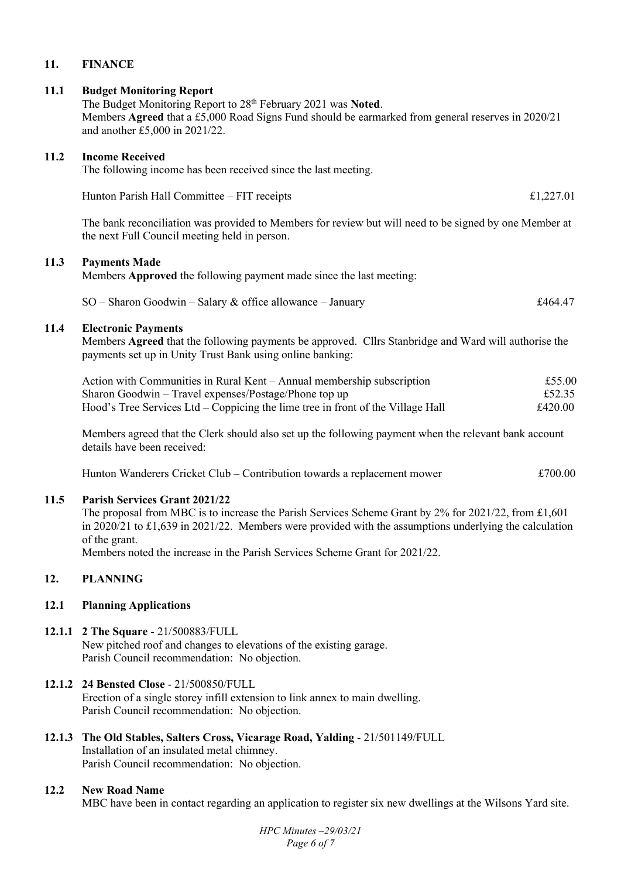## 11. FINANCE

### 11.1 Budget Monitoring Report

The Budget Monitoring Report to 28th February 2021 was **Noted**.
Members **Agreed** that a £5,000 Road Signs Fund should be earmarked from general reserves in 2020/21 and another £5,000 in 2021/22.

### 11.2 Income Received

The following income has been received since the last meeting.

| | |
|---|---|
| Hunton Parish Hall Committee – FIT receipts | £1,227.01 |

The bank reconciliation was provided to Members for review but will need to be signed by one Member at the next Full Council meeting held in person.

### 11.3 Payments Made

Members **Approved** the following payment made since the last meeting:

| | |
|---|---|
| SO – Sharon Goodwin – Salary & office allowance – January | £464.47 |

### 11.4 Electronic Payments

Members **Agreed** that the following payments be approved. Cllrs Stanbridge and Ward will authorise the payments set up in Unity Trust Bank using online banking:

| | |
|---|---|
| Action with Communities in Rural Kent – Annual membership subscription | £55.00 |
| Sharon Goodwin – Travel expenses/Postage/Phone top up | £52.35 |
| Hood's Tree Services Ltd – Coppicing the lime tree in front of the Village Hall | £420.00 |

Members agreed that the Clerk should also set up the following payment when the relevant bank account details have been received:

| | |
|---|---|
| Hunton Wanderers Cricket Club – Contribution towards a replacement mower | £700.00 |

### 11.5 Parish Services Grant 2021/22

The proposal from MBC is to increase the Parish Services Scheme Grant by 2% for 2021/22, from £1,601 in 2020/21 to £1,639 in 2021/22. Members were provided with the assumptions underlying the calculation of the grant.
Members noted the increase in the Parish Services Scheme Grant for 2021/22.

## 12. PLANNING

### 12.1 Planning Applications

**12.1.1 2 The Square** - 21/500883/FULL
New pitched roof and changes to elevations of the existing garage.
Parish Council recommendation: No objection.

**12.1.2 24 Bensted Close** - 21/500850/FULL
Erection of a single storey infill extension to link annex to main dwelling.
Parish Council recommendation: No objection.

**12.1.3 The Old Stables, Salters Cross, Vicarage Road, Yalding** - 21/501149/FULL
Installation of an insulated metal chimney.
Parish Council recommendation: No objection.

### 12.2 New Road Name

MBC have been in contact regarding an application to register six new dwellings at the Wilsons Yard site.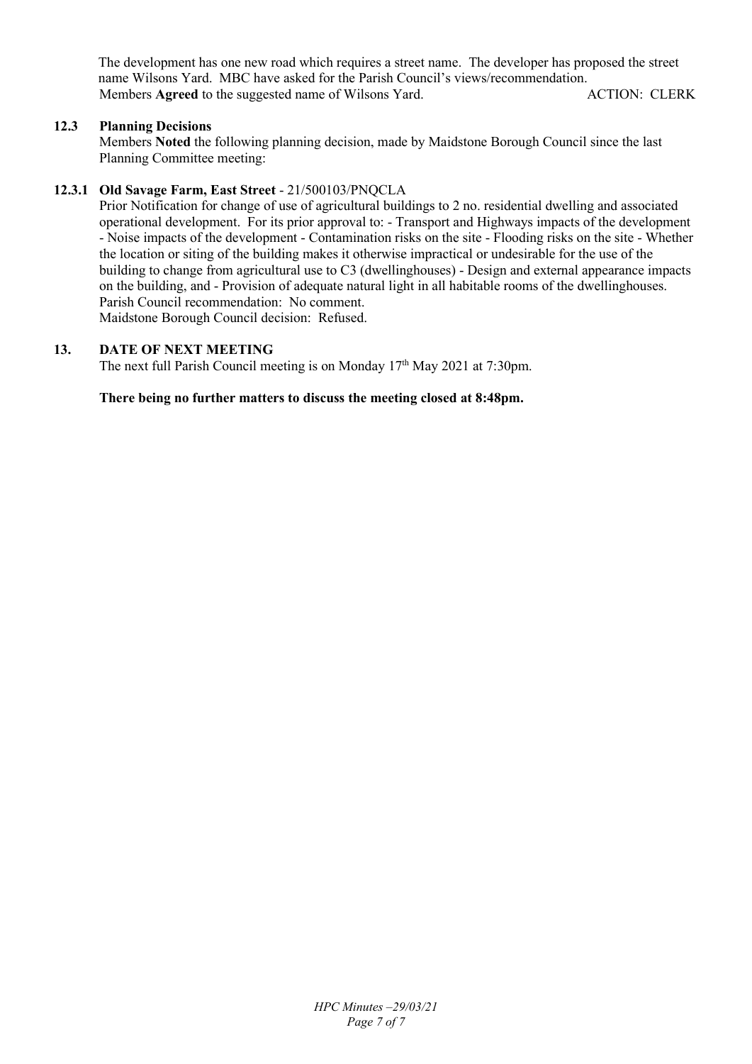The development has one new road which requires a street name. The developer has proposed the street name Wilsons Yard. MBC have asked for the Parish Council's views/recommendation.
Members **Agreed** to the suggested name of Wilsons Yard. ACTION: CLERK

**12.3 Planning Decisions**

Members **Noted** the following planning decision, made by Maidstone Borough Council since the last Planning Committee meeting:

**12.3.1 Old Savage Farm, East Street** - 21/500103/PNQCLA

Prior Notification for change of use of agricultural buildings to 2 no. residential dwelling and associated operational development. For its prior approval to: - Transport and Highways impacts of the development - Noise impacts of the development - Contamination risks on the site - Flooding risks on the site - Whether the location or siting of the building makes it otherwise impractical or undesirable for the use of the building to change from agricultural use to C3 (dwellinghouses) - Design and external appearance impacts on the building, and - Provision of adequate natural light in all habitable rooms of the dwellinghouses.
Parish Council recommendation: No comment.
Maidstone Borough Council decision: Refused.

**13. DATE OF NEXT MEETING**

The next full Parish Council meeting is on Monday 17th May 2021 at 7:30pm.

**There being no further matters to discuss the meeting closed at 8:48pm.**